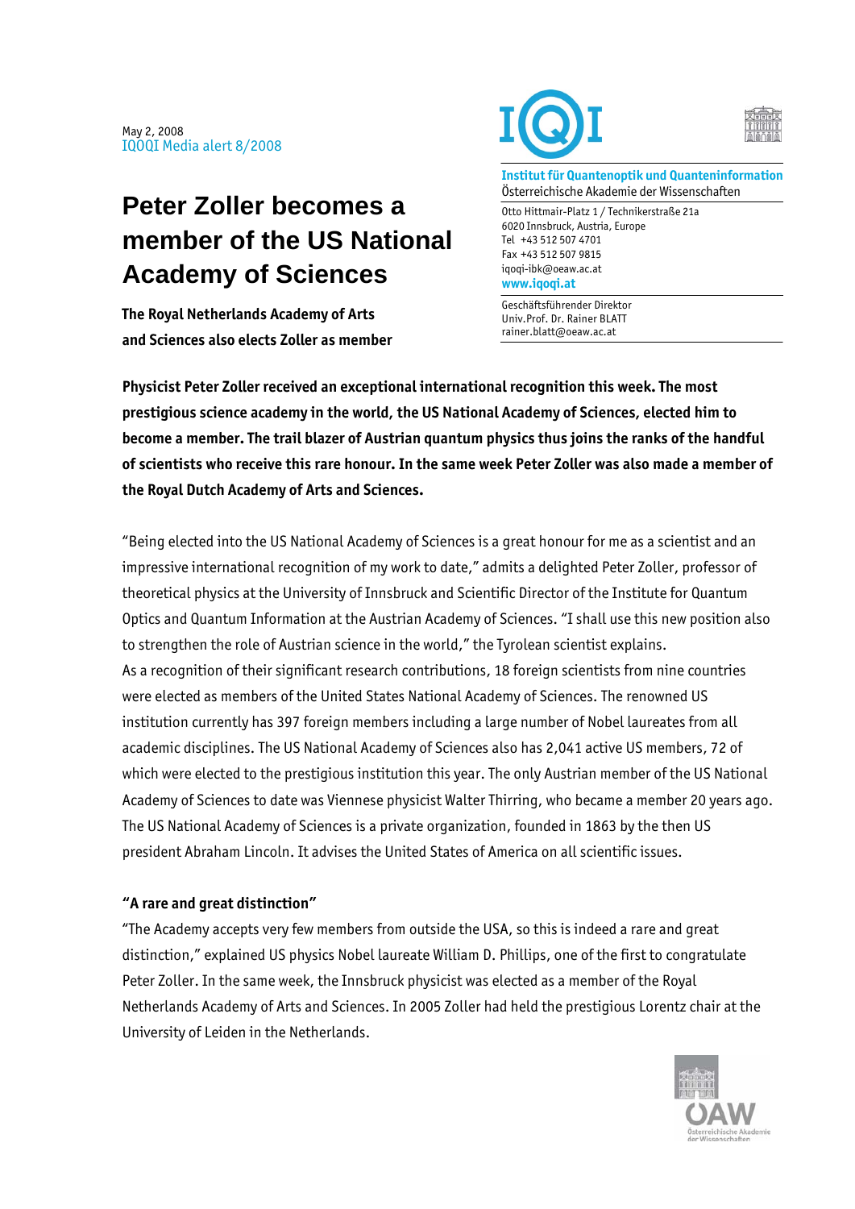May 2, 2008
IQOQI Media alert 8/2008

**Institut für Quantenoptik und Quanteninformation**
Österreichische Akademie der Wissenschaften

Otto Hittmair-Platz 1 / Technikerstraße 21a
6020 Innsbruck, Austria, Europe
Tel +43 512 507 4701
Fax +43 512 507 9815
iqoqi-ibk@oeaw.ac.at
**www.iqoqi.at**

Geschäftsführender Direktor
Univ.Prof. Dr. Rainer BLATT
rainer.blatt@oeaw.ac.at

# Peter Zoller becomes a member of the US National Academy of Sciences

**The Royal Netherlands Academy of Arts and Sciences also elects Zoller as member**

**Physicist Peter Zoller received an exceptional international recognition this week. The most prestigious science academy in the world, the US National Academy of Sciences, elected him to become a member. The trail blazer of Austrian quantum physics thus joins the ranks of the handful of scientists who receive this rare honour. In the same week Peter Zoller was also made a member of the Royal Dutch Academy of Arts and Sciences.**

"Being elected into the US National Academy of Sciences is a great honour for me as a scientist and an impressive international recognition of my work to date," admits a delighted Peter Zoller, professor of theoretical physics at the University of Innsbruck and Scientific Director of the Institute for Quantum Optics and Quantum Information at the Austrian Academy of Sciences. "I shall use this new position also to strengthen the role of Austrian science in the world," the Tyrolean scientist explains.
As a recognition of their significant research contributions, 18 foreign scientists from nine countries were elected as members of the United States National Academy of Sciences. The renowned US institution currently has 397 foreign members including a large number of Nobel laureates from all academic disciplines. The US National Academy of Sciences also has 2,041 active US members, 72 of which were elected to the prestigious institution this year. The only Austrian member of the US National Academy of Sciences to date was Viennese physicist Walter Thirring, who became a member 20 years ago. The US National Academy of Sciences is a private organization, founded in 1863 by the then US president Abraham Lincoln. It advises the United States of America on all scientific issues.

## "A rare and great distinction"

"The Academy accepts very few members from outside the USA, so this is indeed a rare and great distinction," explained US physics Nobel laureate William D. Phillips, one of the first to congratulate Peter Zoller. In the same week, the Innsbruck physicist was elected as a member of the Royal Netherlands Academy of Arts and Sciences. In 2005 Zoller had held the prestigious Lorentz chair at the University of Leiden in the Netherlands.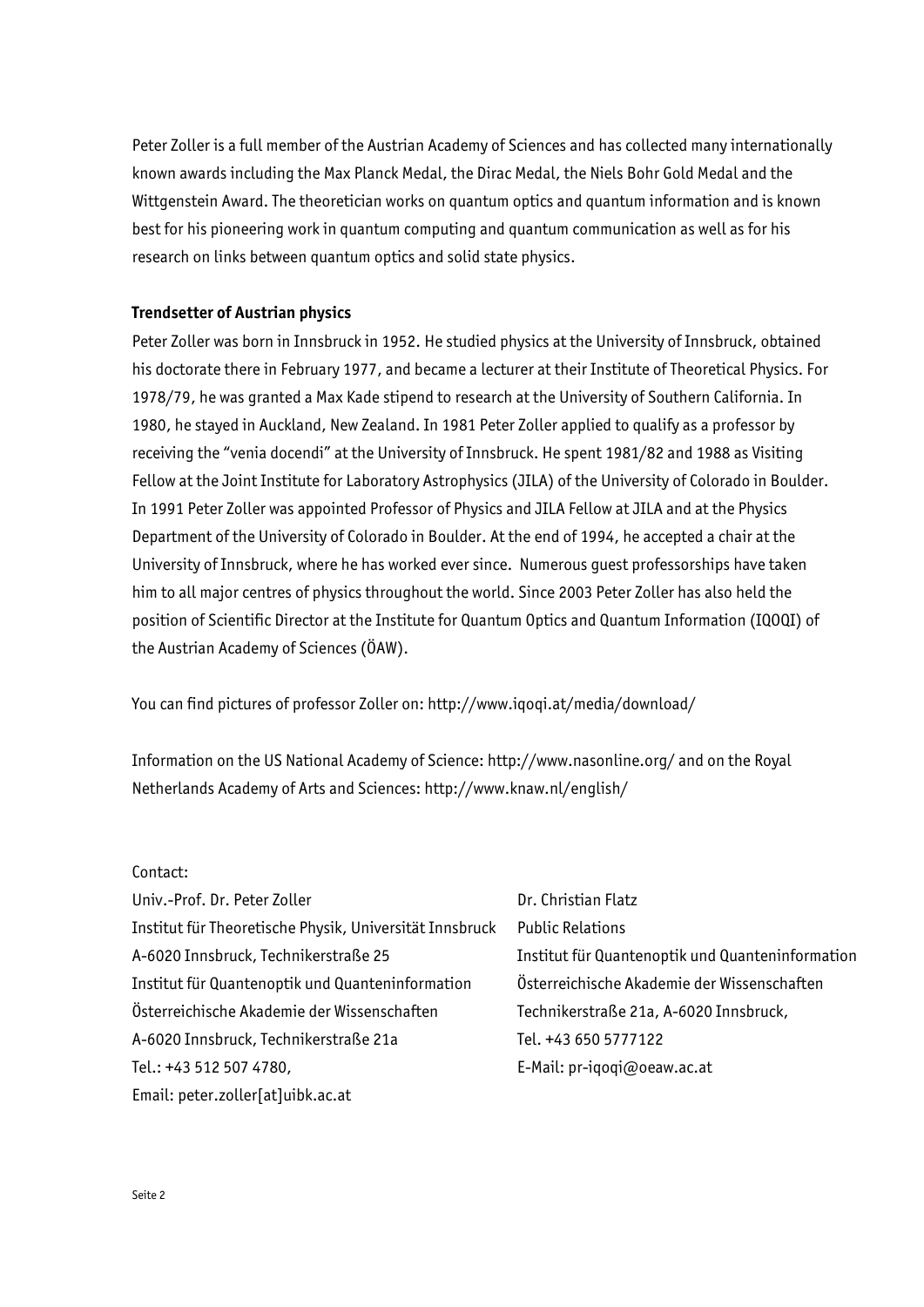Peter Zoller is a full member of the Austrian Academy of Sciences and has collected many internationally known awards including the Max Planck Medal, the Dirac Medal, the Niels Bohr Gold Medal and the Wittgenstein Award. The theoretician works on quantum optics and quantum information and is known best for his pioneering work in quantum computing and quantum communication as well as for his research on links between quantum optics and solid state physics.

**Trendsetter of Austrian physics**

Peter Zoller was born in Innsbruck in 1952. He studied physics at the University of Innsbruck, obtained his doctorate there in February 1977, and became a lecturer at their Institute of Theoretical Physics. For 1978/79, he was granted a Max Kade stipend to research at the University of Southern California. In 1980, he stayed in Auckland, New Zealand. In 1981 Peter Zoller applied to qualify as a professor by receiving the "venia docendi" at the University of Innsbruck. He spent 1981/82 and 1988 as Visiting Fellow at the Joint Institute for Laboratory Astrophysics (JILA) of the University of Colorado in Boulder. In 1991 Peter Zoller was appointed Professor of Physics and JILA Fellow at JILA and at the Physics Department of the University of Colorado in Boulder. At the end of 1994, he accepted a chair at the University of Innsbruck, where he has worked ever since. Numerous guest professorships have taken him to all major centres of physics throughout the world. Since 2003 Peter Zoller has also held the position of Scientific Director at the Institute for Quantum Optics and Quantum Information (IQOQI) of the Austrian Academy of Sciences (ÖAW).

You can find pictures of professor Zoller on: http://www.iqoqi.at/media/download/

Information on the US National Academy of Science: http://www.nasonline.org/ and on the Royal Netherlands Academy of Arts and Sciences: http://www.knaw.nl/english/

Contact:

Univ.-Prof. Dr. Peter Zoller
Institut für Theoretische Physik, Universität Innsbruck
A-6020 Innsbruck, Technikerstraße 25
Institut für Quantenoptik und Quanteninformation
Österreichische Akademie der Wissenschaften
A-6020 Innsbruck, Technikerstraße 21a
Tel.: +43 512 507 4780,
Email: peter.zoller[at]uibk.ac.at

Dr. Christian Flatz
Public Relations
Institut für Quantenoptik und Quanteninformation
Österreichische Akademie der Wissenschaften
Technikerstraße 21a, A-6020 Innsbruck,
Tel. +43 650 5777122
E-Mail: pr-iqoqi@oeaw.ac.at